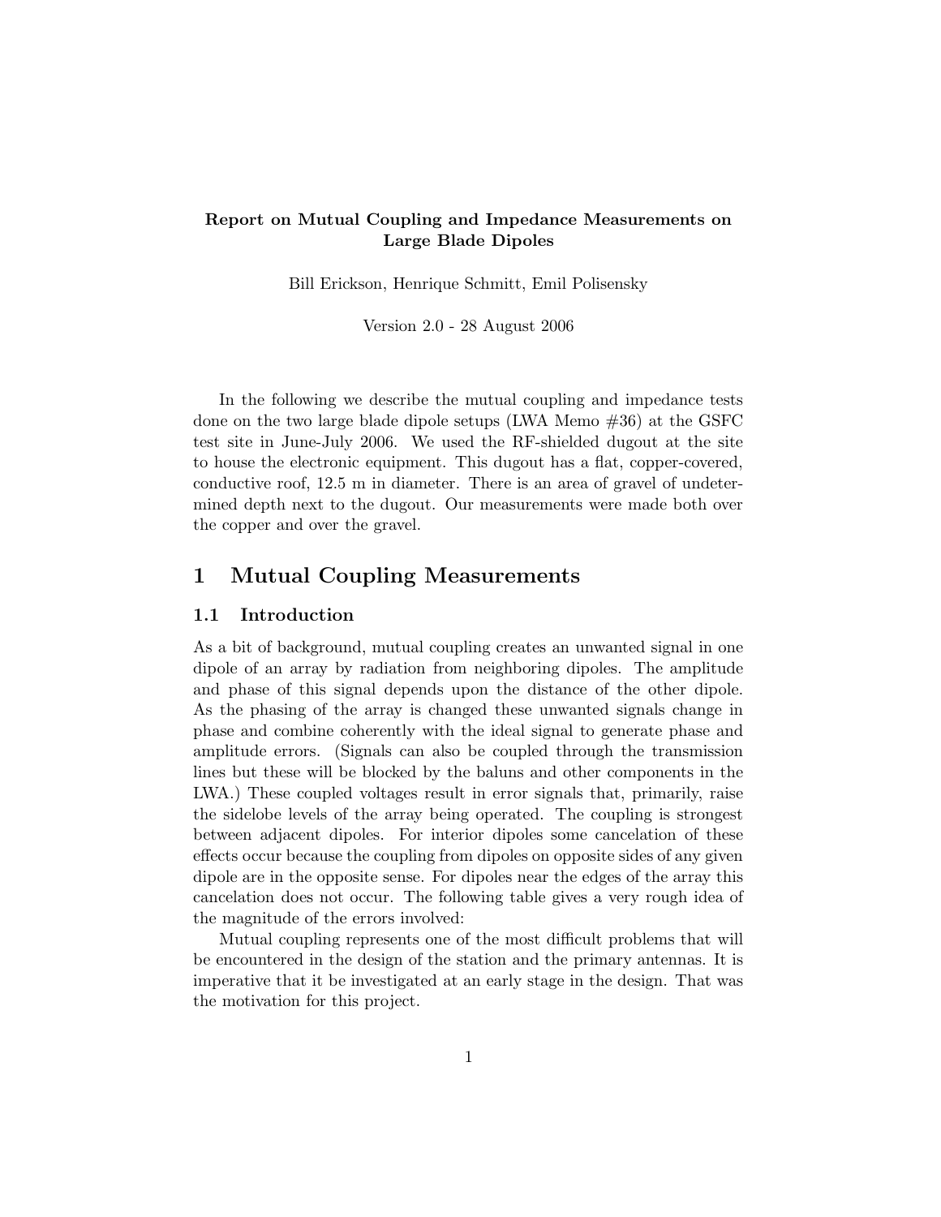**Report on Mutual Coupling and Impedance Measurements on Large Blade Dipoles**

Bill Erickson, Henrique Schmitt, Emil Polisensky

Version 2.0 - 28 August 2006

In the following we describe the mutual coupling and impedance tests done on the two large blade dipole setups (LWA Memo #36) at the GSFC test site in June-July 2006. We used the RF-shielded dugout at the site to house the electronic equipment. This dugout has a flat, copper-covered, conductive roof, 12.5 m in diameter. There is an area of gravel of undetermined depth next to the dugout. Our measurements were made both over the copper and over the gravel.

# 1 Mutual Coupling Measurements

## 1.1 Introduction

As a bit of background, mutual coupling creates an unwanted signal in one dipole of an array by radiation from neighboring dipoles. The amplitude and phase of this signal depends upon the distance of the other dipole. As the phasing of the array is changed these unwanted signals change in phase and combine coherently with the ideal signal to generate phase and amplitude errors. (Signals can also be coupled through the transmission lines but these will be blocked by the baluns and other components in the LWA.) These coupled voltages result in error signals that, primarily, raise the sidelobe levels of the array being operated. The coupling is strongest between adjacent dipoles. For interior dipoles some cancelation of these effects occur because the coupling from dipoles on opposite sides of any given dipole are in the opposite sense. For dipoles near the edges of the array this cancelation does not occur. The following table gives a very rough idea of the magnitude of the errors involved:

Mutual coupling represents one of the most difficult problems that will be encountered in the design of the station and the primary antennas. It is imperative that it be investigated at an early stage in the design. That was the motivation for this project.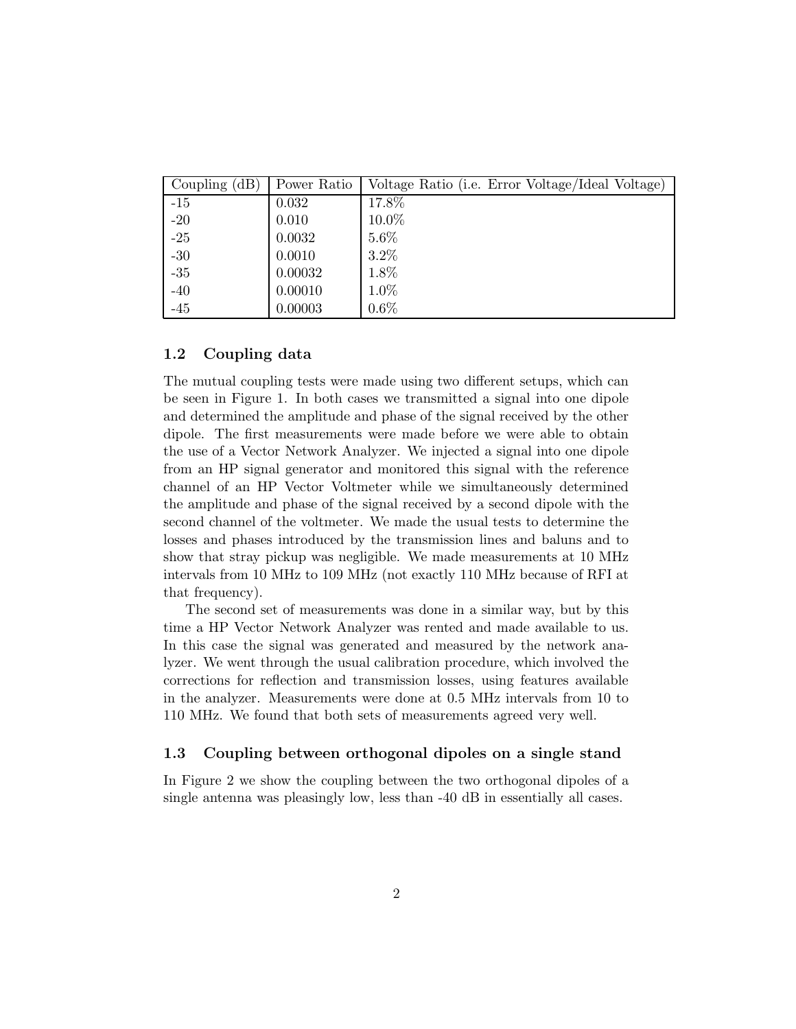| Coupling (dB) | Power Ratio | Voltage Ratio (i.e. Error Voltage/Ideal Voltage) |
| --- | --- | --- |
| -15 | 0.032 | 17.8% |
| -20 | 0.010 | 10.0% |
| -25 | 0.0032 | 5.6% |
| -30 | 0.0010 | 3.2% |
| -35 | 0.00032 | 1.8% |
| -40 | 0.00010 | 1.0% |
| -45 | 0.00003 | 0.6% |

### 1.2 Coupling data

The mutual coupling tests were made using two different setups, which can be seen in Figure 1. In both cases we transmitted a signal into one dipole and determined the amplitude and phase of the signal received by the other dipole. The first measurements were made before we were able to obtain the use of a Vector Network Analyzer. We injected a signal into one dipole from an HP signal generator and monitored this signal with the reference channel of an HP Vector Voltmeter while we simultaneously determined the amplitude and phase of the signal received by a second dipole with the second channel of the voltmeter. We made the usual tests to determine the losses and phases introduced by the transmission lines and baluns and to show that stray pickup was negligible. We made measurements at 10 MHz intervals from 10 MHz to 109 MHz (not exactly 110 MHz because of RFI at that frequency).

The second set of measurements was done in a similar way, but by this time a HP Vector Network Analyzer was rented and made available to us. In this case the signal was generated and measured by the network analyzer. We went through the usual calibration procedure, which involved the corrections for reflection and transmission losses, using features available in the analyzer. Measurements were done at 0.5 MHz intervals from 10 to 110 MHz. We found that both sets of measurements agreed very well.

### 1.3 Coupling between orthogonal dipoles on a single stand

In Figure 2 we show the coupling between the two orthogonal dipoles of a single antenna was pleasingly low, less than -40 dB in essentially all cases.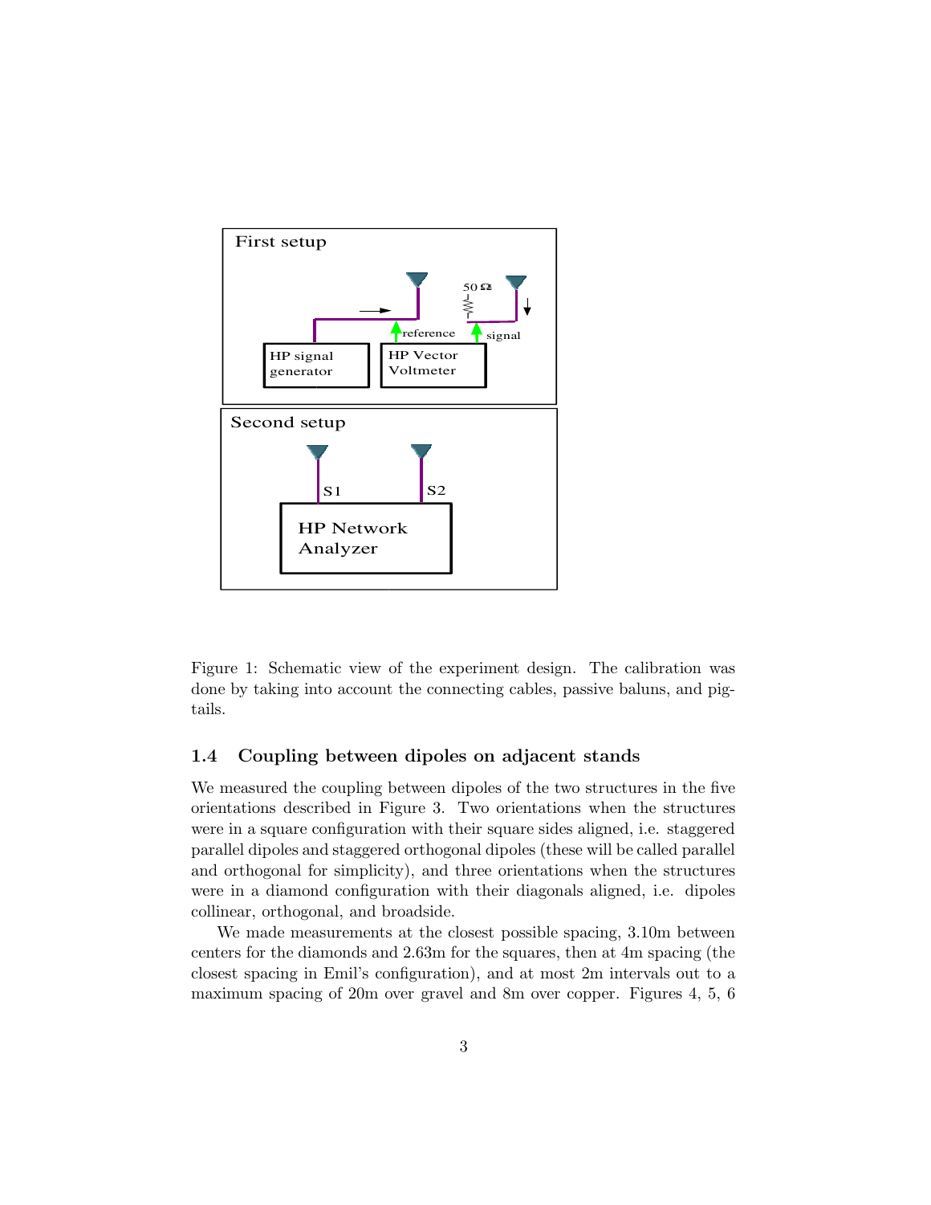Figure 1: Schematic view of the experiment design. The calibration was done by taking into account the connecting cables, passive baluns, and pigtails.

### 1.4 Coupling between dipoles on adjacent stands

We measured the coupling between dipoles of the two structures in the five orientations described in Figure 3. Two orientations when the structures were in a square configuration with their square sides aligned, i.e. staggered parallel dipoles and staggered orthogonal dipoles (these will be called parallel and orthogonal for simplicity), and three orientations when the structures were in a diamond configuration with their diagonals aligned, i.e. dipoles collinear, orthogonal, and broadside.

We made measurements at the closest possible spacing, 3.10m between centers for the diamonds and 2.63m for the squares, then at 4m spacing (the closest spacing in Emil's configuration), and at most 2m intervals out to a maximum spacing of 20m over gravel and 8m over copper. Figures 4, 5, 6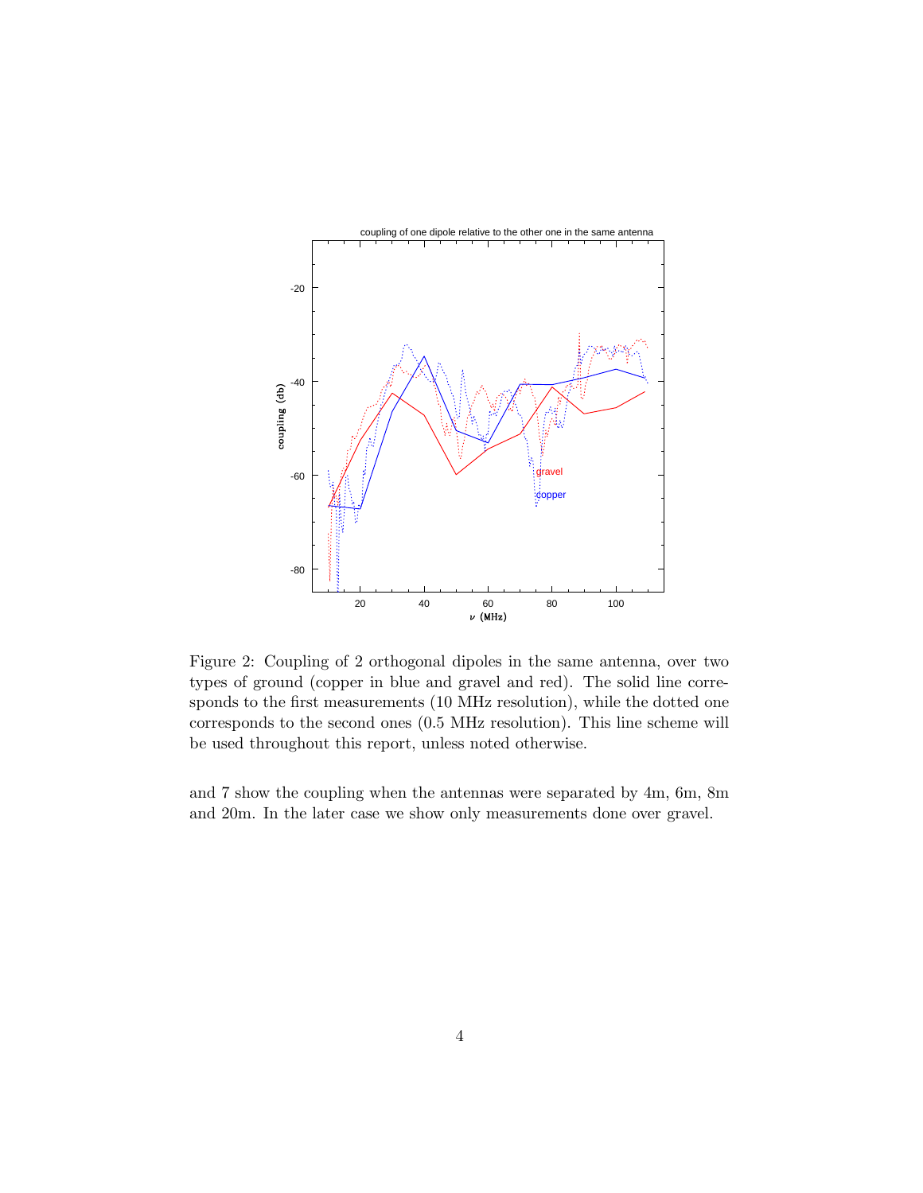Figure 2: Coupling of 2 orthogonal dipoles in the same antenna, over two types of ground (copper in blue and gravel and red). The solid line corresponds to the first measurements (10 MHz resolution), while the dotted one corresponds to the second ones (0.5 MHz resolution). This line scheme will be used throughout this report, unless noted otherwise.

and 7 show the coupling when the antennas were separated by 4m, 6m, 8m and 20m. In the later case we show only measurements done over gravel.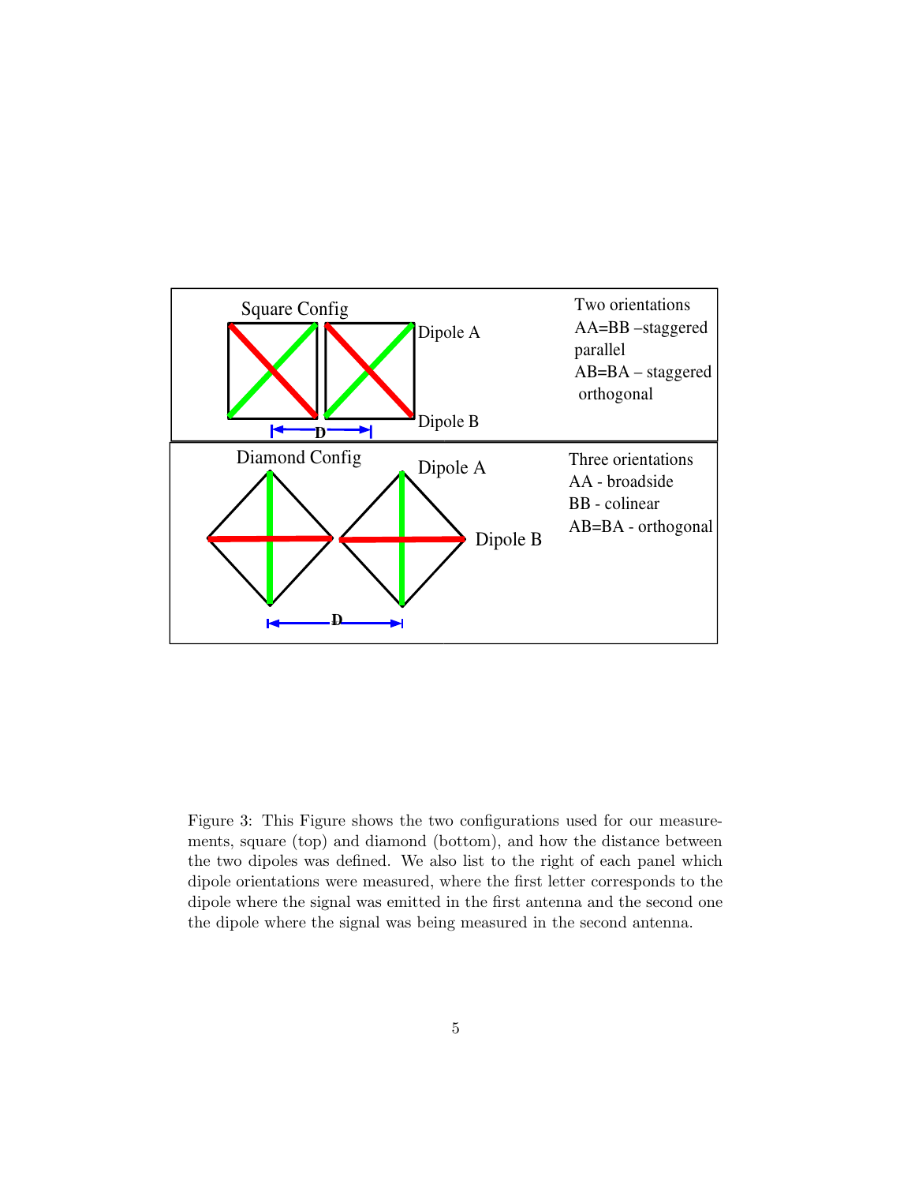Figure 3: This Figure shows the two configurations used for our measurements, square (top) and diamond (bottom), and how the distance between the two dipoles was defined. We also list to the right of each panel which dipole orientations were measured, where the first letter corresponds to the dipole where the signal was emitted in the first antenna and the second one the dipole where the signal was being measured in the second antenna.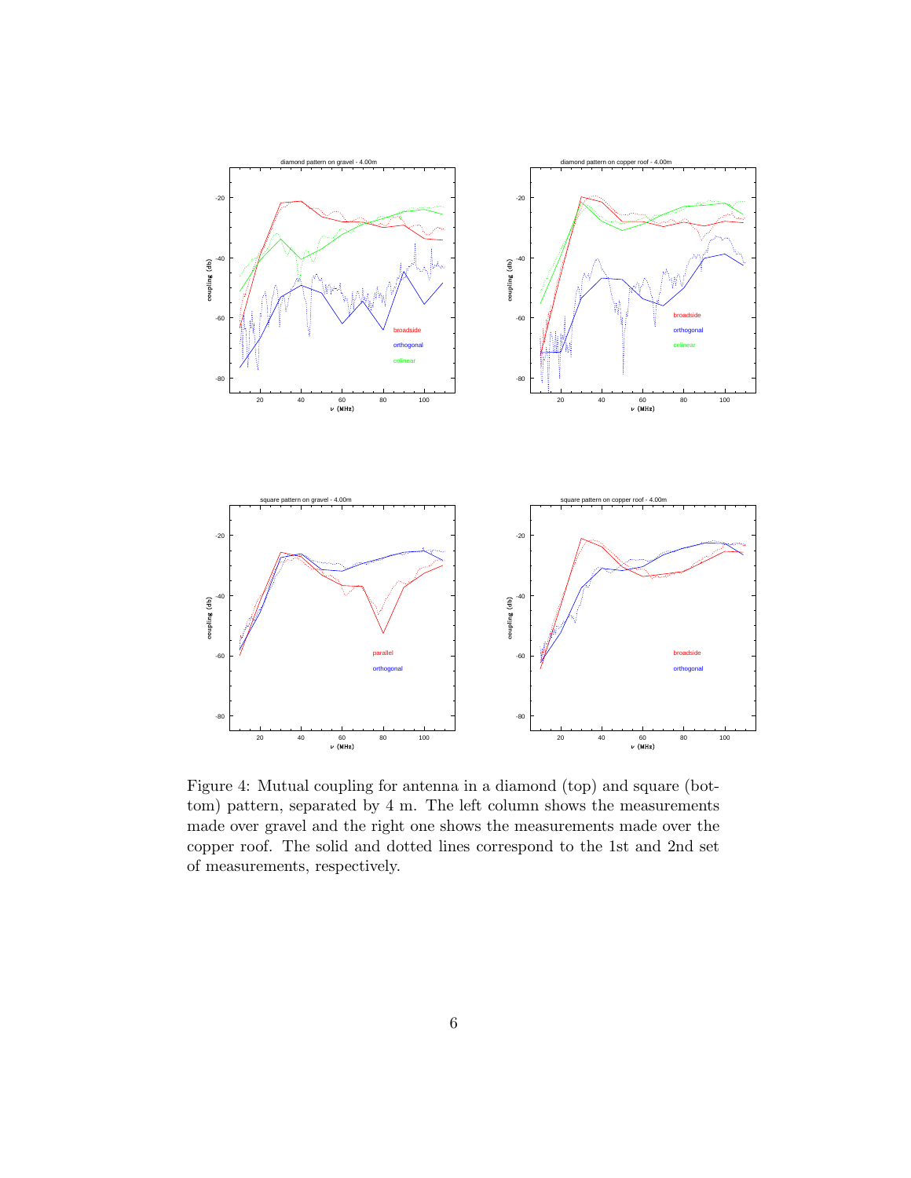Figure 4: Mutual coupling for antenna in a diamond (top) and square (bottom) pattern, separated by 4 m. The left column shows the measurements made over gravel and the right one shows the measurements made over the copper roof. The solid and dotted lines correspond to the 1st and 2nd set of measurements, respectively.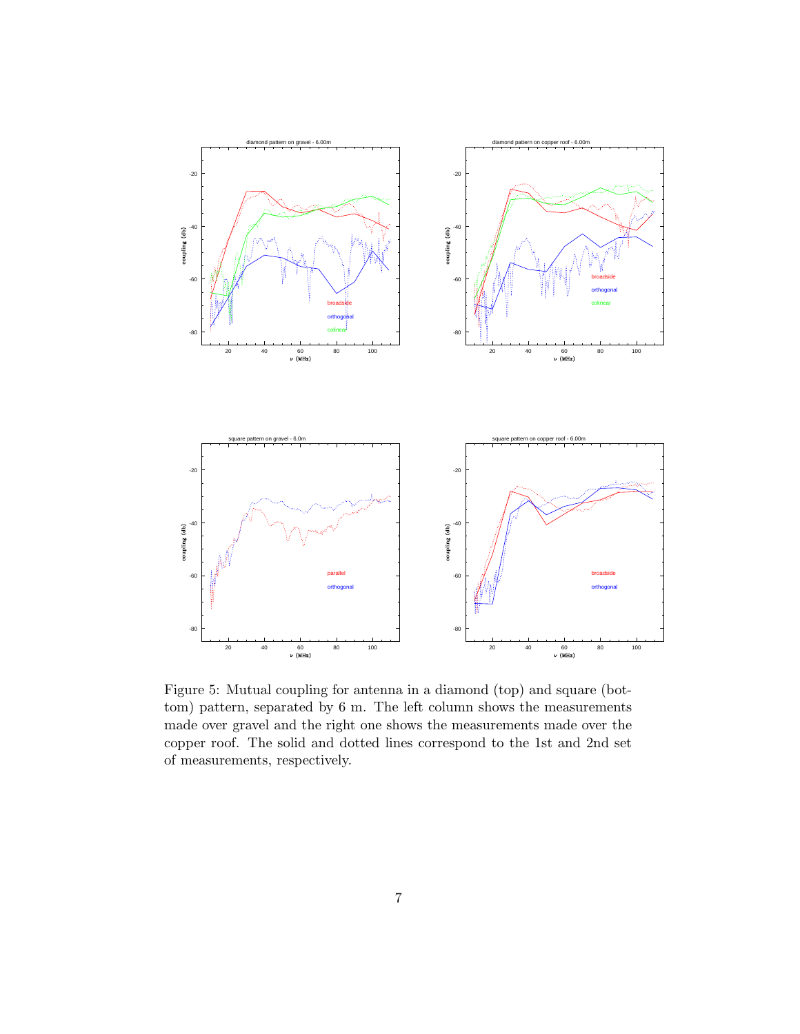Figure 5: Mutual coupling for antenna in a diamond (top) and square (bottom) pattern, separated by 6 m. The left column shows the measurements made over gravel and the right one shows the measurements made over the copper roof. The solid and dotted lines correspond to the 1st and 2nd set of measurements, respectively.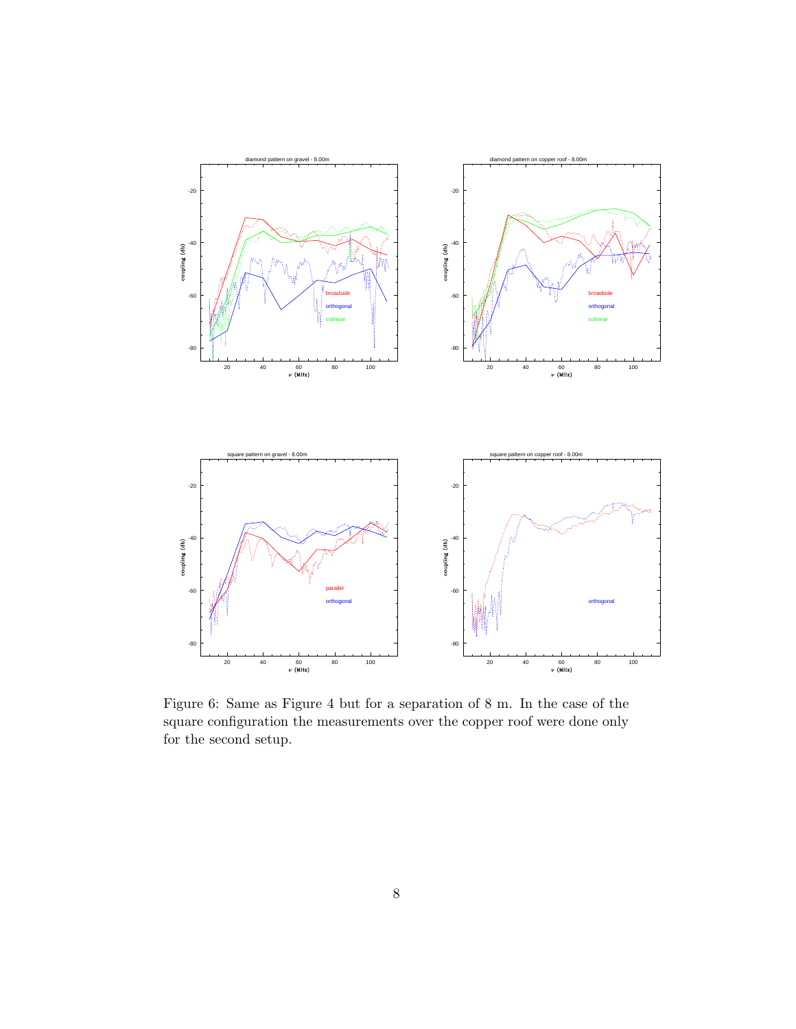Figure 6: Same as Figure 4 but for a separation of 8 m. In the case of the square configuration the measurements over the copper roof were done only for the second setup.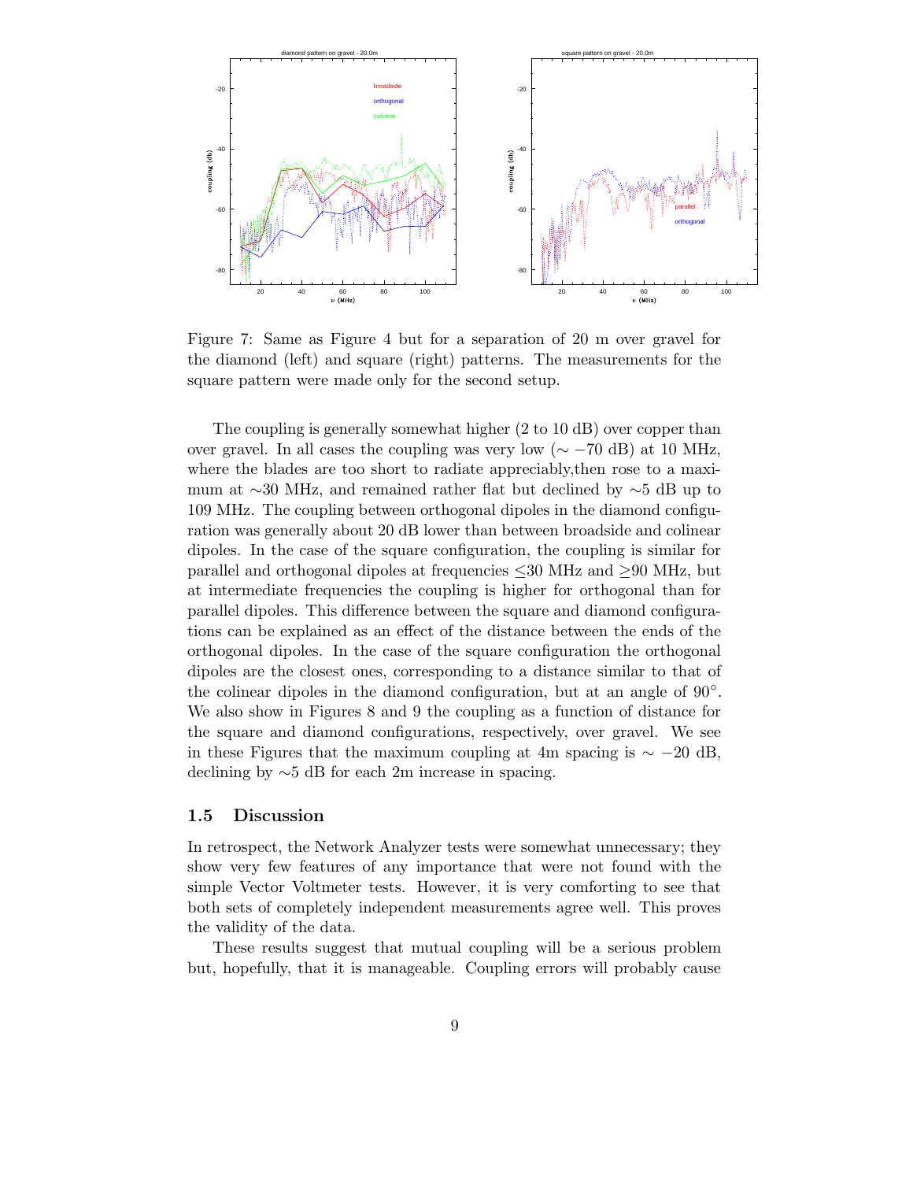Figure 7: Same as Figure 4 but for a separation of 20 m over gravel for the diamond (left) and square (right) patterns. The measurements for the square pattern were made only for the second setup.

The coupling is generally somewhat higher (2 to 10 dB) over copper than over gravel. In all cases the coupling was very low ($\sim -70$ dB) at 10 MHz, where the blades are too short to radiate appreciably,then rose to a maximum at $\sim$30 MHz, and remained rather flat but declined by $\sim$5 dB up to 109 MHz. The coupling between orthogonal dipoles in the diamond configuration was generally about 20 dB lower than between broadside and colinear dipoles. In the case of the square configuration, the coupling is similar for parallel and orthogonal dipoles at frequencies $\leq$30 MHz and $\geq$90 MHz, but at intermediate frequencies the coupling is higher for orthogonal than for parallel dipoles. This difference between the square and diamond configurations can be explained as an effect of the distance between the ends of the orthogonal dipoles. In the case of the square configuration the orthogonal dipoles are the closest ones, corresponding to a distance similar to that of the colinear dipoles in the diamond configuration, but at an angle of 90°. We also show in Figures 8 and 9 the coupling as a function of distance for the square and diamond configurations, respectively, over gravel. We see in these Figures that the maximum coupling at 4m spacing is $\sim -20$ dB, declining by $\sim$5 dB for each 2m increase in spacing.

### 1.5 Discussion

In retrospect, the Network Analyzer tests were somewhat unnecessary; they show very few features of any importance that were not found with the simple Vector Voltmeter tests. However, it is very comforting to see that both sets of completely independent measurements agree well. This proves the validity of the data.

These results suggest that mutual coupling will be a serious problem but, hopefully, that it is manageable. Coupling errors will probably cause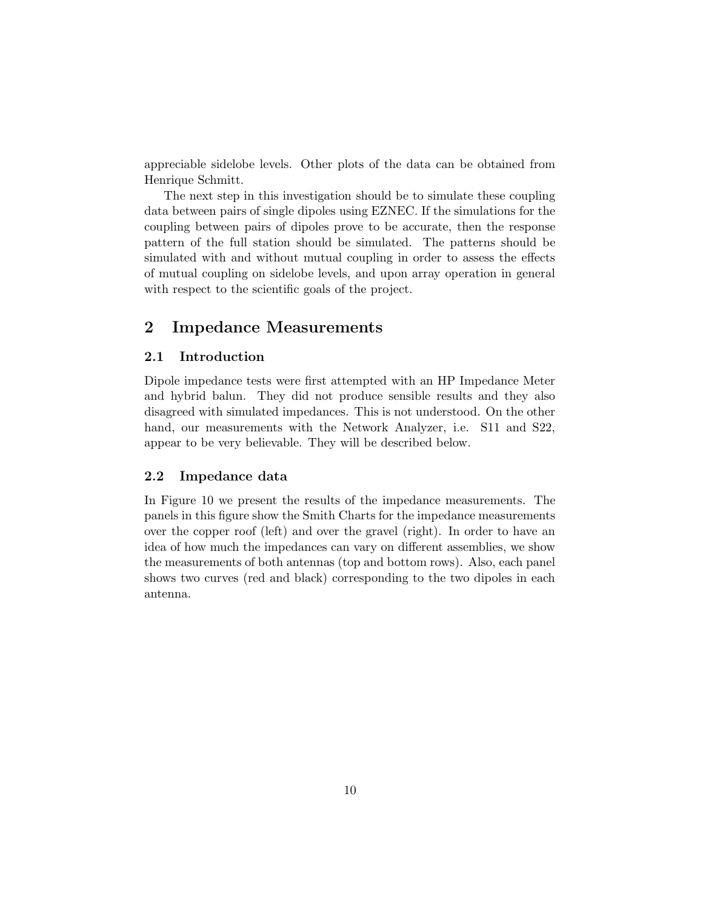appreciable sidelobe levels. Other plots of the data can be obtained from Henrique Schmitt.

The next step in this investigation should be to simulate these coupling data between pairs of single dipoles using EZNEC. If the simulations for the coupling between pairs of dipoles prove to be accurate, then the response pattern of the full station should be simulated. The patterns should be simulated with and without mutual coupling in order to assess the effects of mutual coupling on sidelobe levels, and upon array operation in general with respect to the scientific goals of the project.

# 2 Impedance Measurements

## 2.1 Introduction

Dipole impedance tests were first attempted with an HP Impedance Meter and hybrid balun. They did not produce sensible results and they also disagreed with simulated impedances. This is not understood. On the other hand, our measurements with the Network Analyzer, i.e. S11 and S22, appear to be very believable. They will be described below.

## 2.2 Impedance data

In Figure 10 we present the results of the impedance measurements. The panels in this figure show the Smith Charts for the impedance measurements over the copper roof (left) and over the gravel (right). In order to have an idea of how much the impedances can vary on different assemblies, we show the measurements of both antennas (top and bottom rows). Also, each panel shows two curves (red and black) corresponding to the two dipoles in each antenna.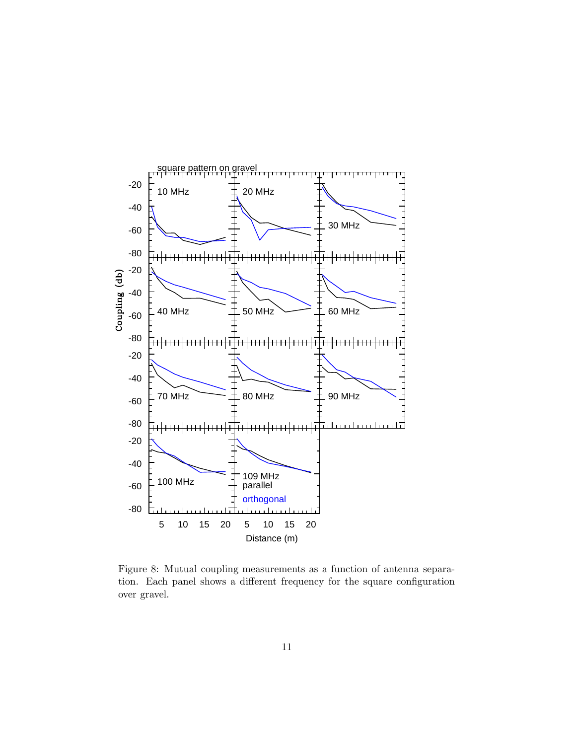Figure 8: Mutual coupling measurements as a function of antenna separation. Each panel shows a different frequency for the square configuration over gravel.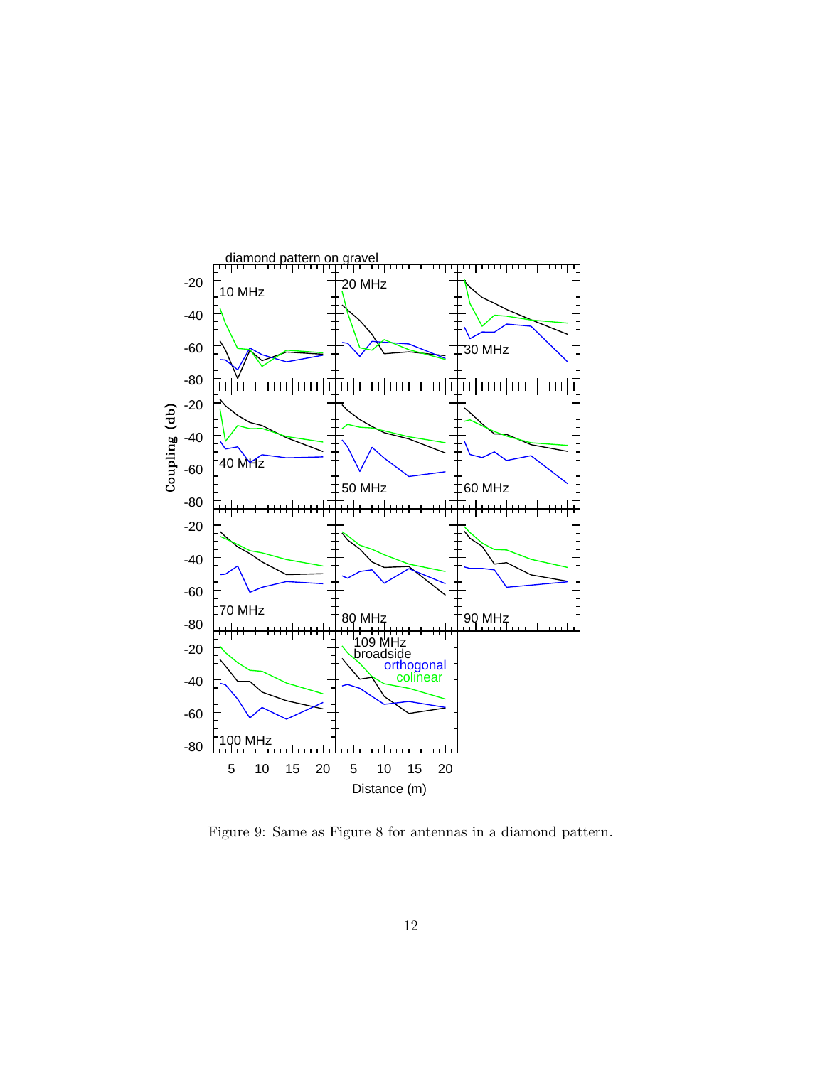Figure 9: Same as Figure 8 for antennas in a diamond pattern.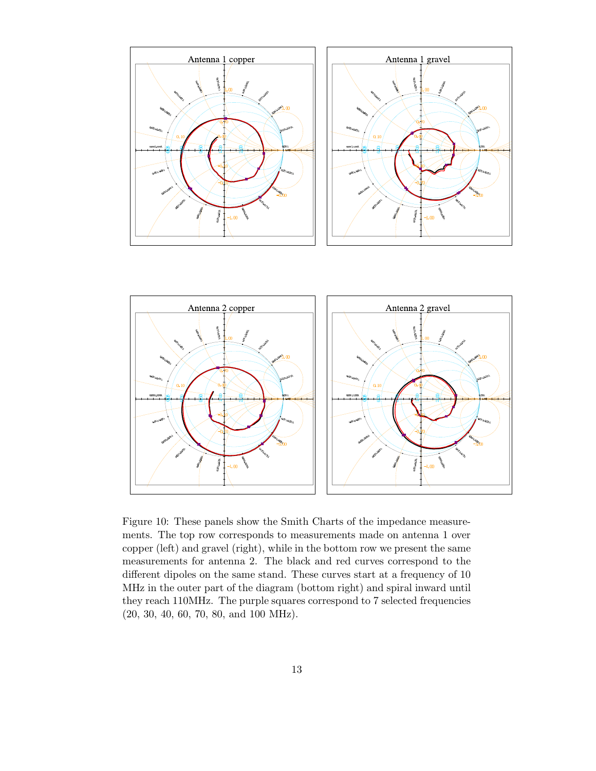Figure 10: These panels show the Smith Charts of the impedance measurements. The top row corresponds to measurements made on antenna 1 over copper (left) and gravel (right), while in the bottom row we present the same measurements for antenna 2. The black and red curves correspond to the different dipoles on the same stand. These curves start at a frequency of 10 MHz in the outer part of the diagram (bottom right) and spiral inward until they reach 110MHz. The purple squares correspond to 7 selected frequencies (20, 30, 40, 60, 70, 80, and 100 MHz).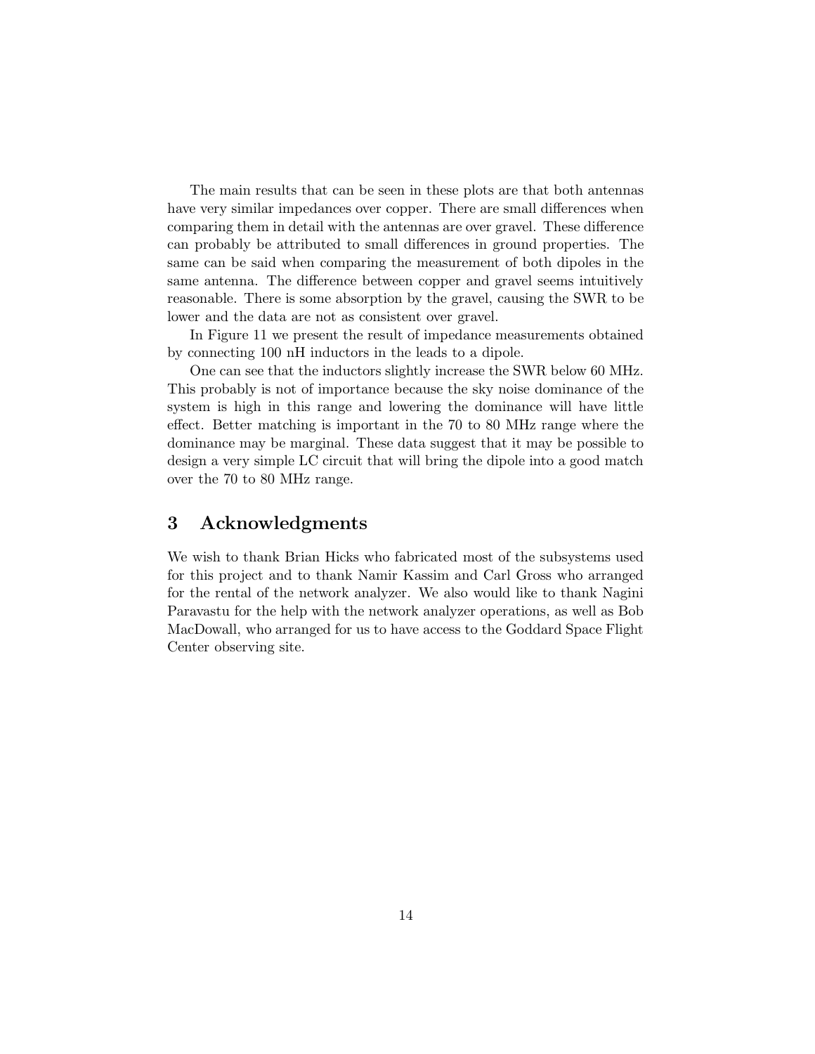The main results that can be seen in these plots are that both antennas have very similar impedances over copper. There are small differences when comparing them in detail with the antennas are over gravel. These difference can probably be attributed to small differences in ground properties. The same can be said when comparing the measurement of both dipoles in the same antenna. The difference between copper and gravel seems intuitively reasonable. There is some absorption by the gravel, causing the SWR to be lower and the data are not as consistent over gravel.

In Figure 11 we present the result of impedance measurements obtained by connecting 100 nH inductors in the leads to a dipole.

One can see that the inductors slightly increase the SWR below 60 MHz. This probably is not of importance because the sky noise dominance of the system is high in this range and lowering the dominance will have little effect. Better matching is important in the 70 to 80 MHz range where the dominance may be marginal. These data suggest that it may be possible to design a very simple LC circuit that will bring the dipole into a good match over the 70 to 80 MHz range.

## 3 Acknowledgments

We wish to thank Brian Hicks who fabricated most of the subsystems used for this project and to thank Namir Kassim and Carl Gross who arranged for the rental of the network analyzer. We also would like to thank Nagini Paravastu for the help with the network analyzer operations, as well as Bob MacDowall, who arranged for us to have access to the Goddard Space Flight Center observing site.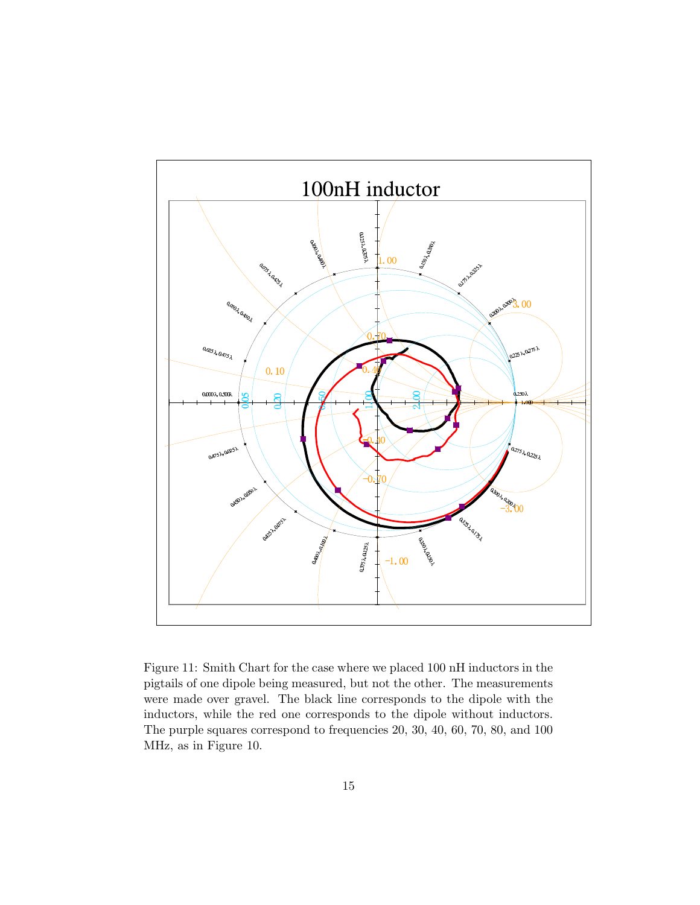100nH inductor

Figure 11: Smith Chart for the case where we placed 100 nH inductors in the pigtails of one dipole being measured, but not the other. The measurements were made over gravel. The black line corresponds to the dipole with the inductors, while the red one corresponds to the dipole without inductors. The purple squares correspond to frequencies 20, 30, 40, 60, 70, 80, and 100 MHz, as in Figure 10.